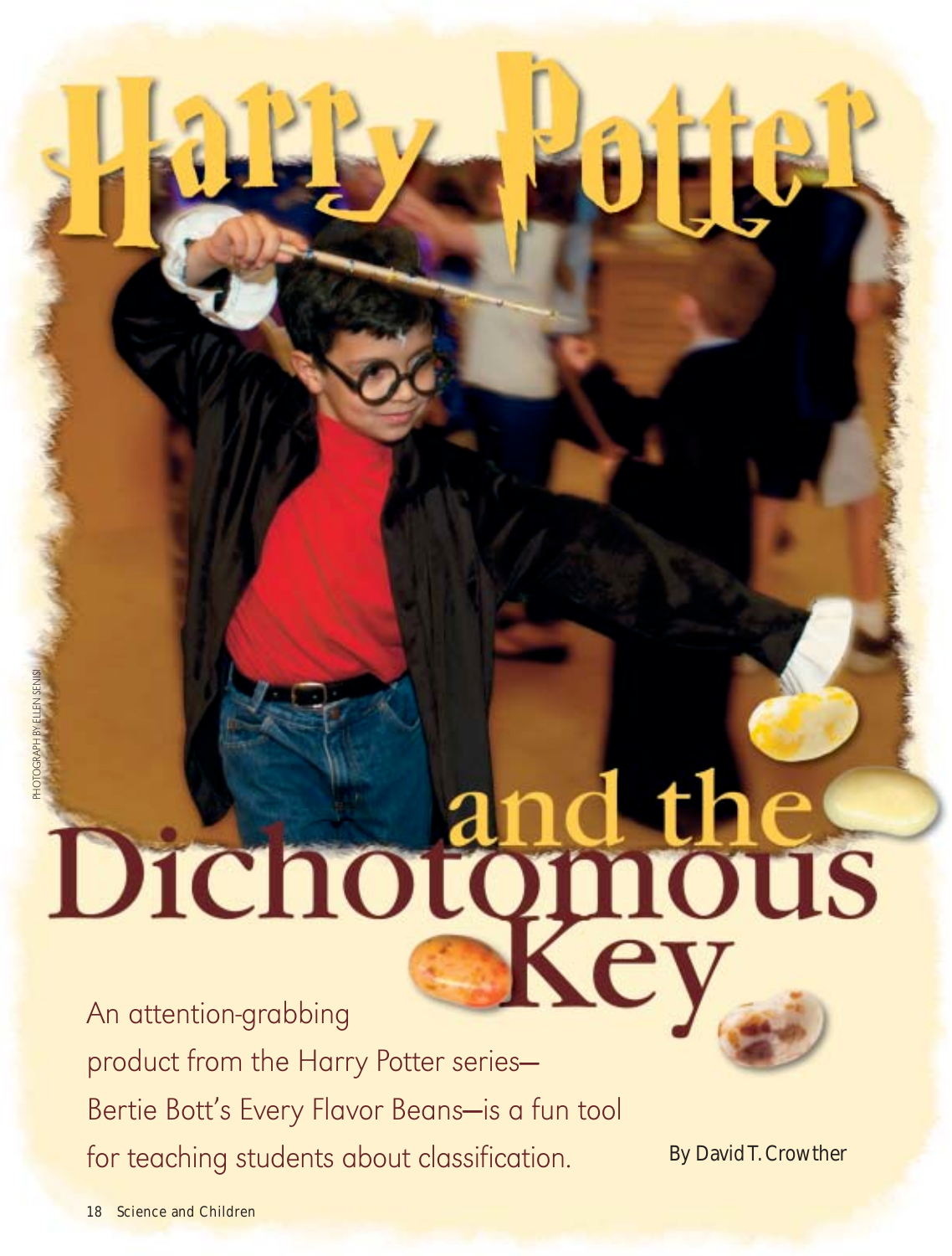# Harry Potter and the Dichotomous Key

PHOTOGRAPH BY ELLEN SENISI

An attention-grabbing product from the Harry Potter series—Bertie Bott's Every Flavor Beans—is a fun tool for teaching students about classification.

By David T. Crowther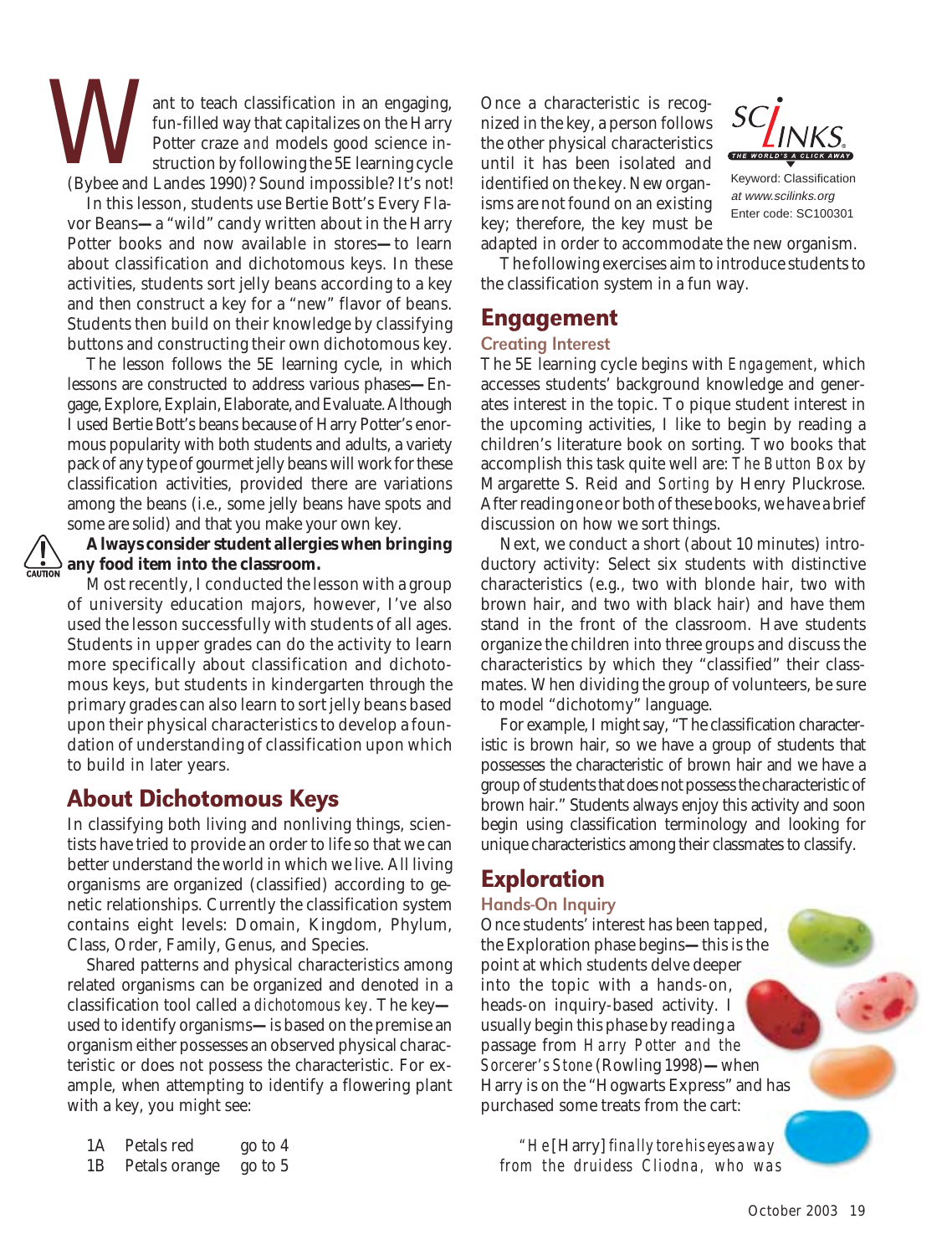Want to teach classification in an engaging, fun-filled way that capitalizes on the Harry Potter craze *and* models good science instruction by following the 5E learning cycle (Bybee and Landes 1990)? Sound impossible? It's not!

In this lesson, students use Bertie Bott's Every Flavor Beans—a "wild" candy written about in the Harry Potter books and now available in stores—to learn about classification and dichotomous keys. In these activities, students sort jelly beans according to a key and then construct a key for a "new" flavor of beans. Students then build on their knowledge by classifying buttons and constructing their own dichotomous key.

The lesson follows the 5E learning cycle, in which lessons are constructed to address various phases—Engage, Explore, Explain, Elaborate, and Evaluate. Although I used Bertie Bott's beans because of Harry Potter's enormous popularity with both students and adults, a variety pack of any type of gourmet jelly beans will work for these classification activities, provided there are variations among the beans (i.e., some jelly beans have spots and some are solid) and that you make your own key.

CAUTION **Always consider student allergies when bringing any food item into the classroom.**

Most recently, I conducted the lesson with a group of university education majors, however, I've also used the lesson successfully with students of all ages. Students in upper grades can do the activity to learn more specifically about classification and dichotomous keys, but students in kindergarten through the primary grades can also learn to sort jelly beans based upon their physical characteristics to develop a foundation of understanding of classification upon which to build in later years.

## About Dichotomous Keys

In classifying both living and nonliving things, scientists have tried to provide an order to life so that we can better understand the world in which we live. All living organisms are organized (classified) according to genetic relationships. Currently the classification system contains eight levels: Domain, Kingdom, Phylum, Class, Order, Family, Genus, and Species.

Shared patterns and physical characteristics among related organisms can be organized and denoted in a classification tool called a *dichotomous key*. The key—used to identify organisms—is based on the premise an organism either possesses an observed physical characteristic or does not possess the characteristic. For example, when attempting to identify a flowering plant with a key, you might see:

| | | |
|---|---|---|
| 1A | Petals red | go to 4 |
| 1B | Petals orange | go to 5 |

Once a characteristic is recognized in the key, a person follows the other physical characteristics until it has been isolated and identified on the key. New organisms are not found on an existing key; therefore, the key must be adapted in order to accommodate the new organism.

SCILINKS — THE WORLD'S A CLICK AWAY
Keyword: Classification
*at www.scilinks.org*
Enter code: SC100301

The following exercises aim to introduce students to the classification system in a fun way.

## Engagement

### Creating Interest

The 5E learning cycle begins with *Engagement*, which accesses students' background knowledge and generates interest in the topic. To pique student interest in the upcoming activities, I like to begin by reading a children's literature book on sorting. Two books that accomplish this task quite well are: *The Button Box* by Margarette S. Reid and *Sorting* by Henry Pluckrose. After reading one or both of these books, we have a brief discussion on how we sort things.

Next, we conduct a short (about 10 minutes) introductory activity: Select six students with distinctive characteristics (e.g., two with blonde hair, two with brown hair, and two with black hair) and have them stand in the front of the classroom. Have students organize the children into three groups and discuss the characteristics by which they "classified" their classmates. When dividing the group of volunteers, be sure to model "dichotomy" language.

For example, I might say, "The classification characteristic is brown hair, so we have a group of students that possesses the characteristic of brown hair and we have a group of students that does not possess the characteristic of brown hair." Students always enjoy this activity and soon begin using classification terminology and looking for unique characteristics among their classmates to classify.

## Exploration

### Hands-On Inquiry

Once students' interest has been tapped, the Exploration phase begins—this is the point at which students delve deeper into the topic with a hands-on, heads-on inquiry-based activity. I usually begin this phase by reading a passage from *Harry Potter and the Sorcerer's Stone* (Rowling 1998)—when Harry is on the "Hogwarts Express" and has purchased some treats from the cart:

*"He* [Harry] *finally tore his eyes away from the druidess Cliodna, who was*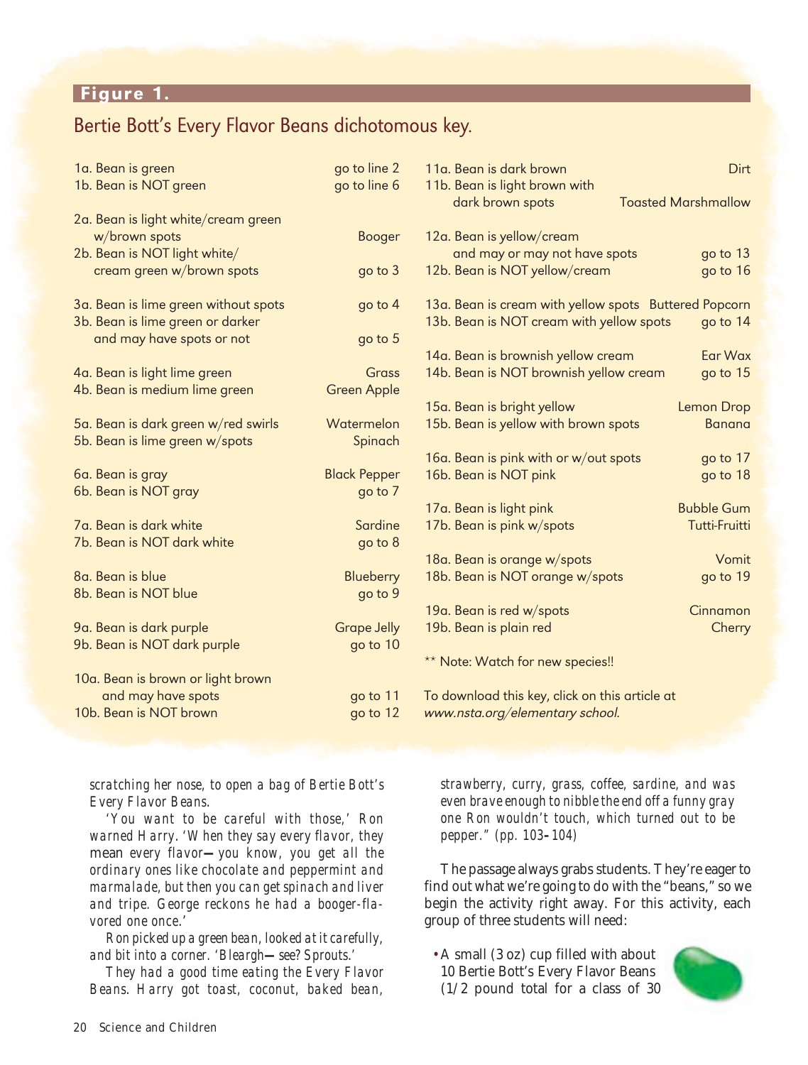**Figure 1.**

## Bertie Bott's Every Flavor Beans dichotomous key.

| | |
|---|---|
| 1a. Bean is green | go to line 2 |
| 1b. Bean is NOT green | go to line 6 |
| 2a. Bean is light white/cream green w/brown spots | Booger |
| 2b. Bean is NOT light white/cream green w/brown spots | go to 3 |
| 3a. Bean is lime green without spots | go to 4 |
| 3b. Bean is lime green or darker and may have spots or not | go to 5 |
| 4a. Bean is light lime green | Grass |
| 4b. Bean is medium lime green | Green Apple |
| 5a. Bean is dark green w/red swirls | Watermelon |
| 5b. Bean is lime green w/spots | Spinach |
| 6a. Bean is gray | Black Pepper |
| 6b. Bean is NOT gray | go to 7 |
| 7a. Bean is dark white | Sardine |
| 7b. Bean is NOT dark white | go to 8 |
| 8a. Bean is blue | Blueberry |
| 8b. Bean is NOT blue | go to 9 |
| 9a. Bean is dark purple | Grape Jelly |
| 9b. Bean is NOT dark purple | go to 10 |
| 10a. Bean is brown or light brown and may have spots | go to 11 |
| 10b. Bean is NOT brown | go to 12 |
| 11a. Bean is dark brown | Dirt |
| 11b. Bean is light brown with dark brown spots | Toasted Marshmallow |
| 12a. Bean is yellow/cream and may or may not have spots | go to 13 |
| 12b. Bean is NOT yellow/cream | go to 16 |
| 13a. Bean is cream with yellow spots | Buttered Popcorn |
| 13b. Bean is NOT cream with yellow spots | go to 14 |
| 14a. Bean is brownish yellow cream | Ear Wax |
| 14b. Bean is NOT brownish yellow cream | go to 15 |
| 15a. Bean is bright yellow | Lemon Drop |
| 15b. Bean is yellow with brown spots | Banana |
| 16a. Bean is pink with or w/out spots | go to 17 |
| 16b. Bean is NOT pink | go to 18 |
| 17a. Bean is light pink | Bubble Gum |
| 17b. Bean is pink w/spots | Tutti-Fruitti |
| 18a. Bean is orange w/spots | Vomit |
| 18b. Bean is NOT orange w/spots | go to 19 |
| 19a. Bean is red w/spots | Cinnamon |
| 19b. Bean is plain red | Cherry |

** Note: Watch for new species!!

To download this key, click on this article at *www.nsta.org/elementary school.*

*scratching her nose, to open a bag of Bertie Bott's Every Flavor Beans.*

*'You want to be careful with those,' Ron warned Harry. 'When they say every flavor, they* mean *every flavor—you know, you get all the ordinary ones like chocolate and peppermint and marmalade, but then you can get spinach and liver and tripe. George reckons he had a booger-flavored one once.'*

*Ron picked up a green bean, looked at it carefully, and bit into a corner. 'Bleargh—see? Sprouts.'*

*They had a good time eating the Every Flavor Beans. Harry got toast, coconut, baked bean, strawberry, curry, grass, coffee, sardine, and was even brave enough to nibble the end off a funny gray one Ron wouldn't touch, which turned out to be pepper." (pp. 103–104)*

The passage always grabs students. They're eager to find out what we're going to do with the "beans," so we begin the activity right away. For this activity, each group of three students will need:

- A small (3 oz) cup filled with about 10 Bertie Bott's Every Flavor Beans (1/2 pound total for a class of 30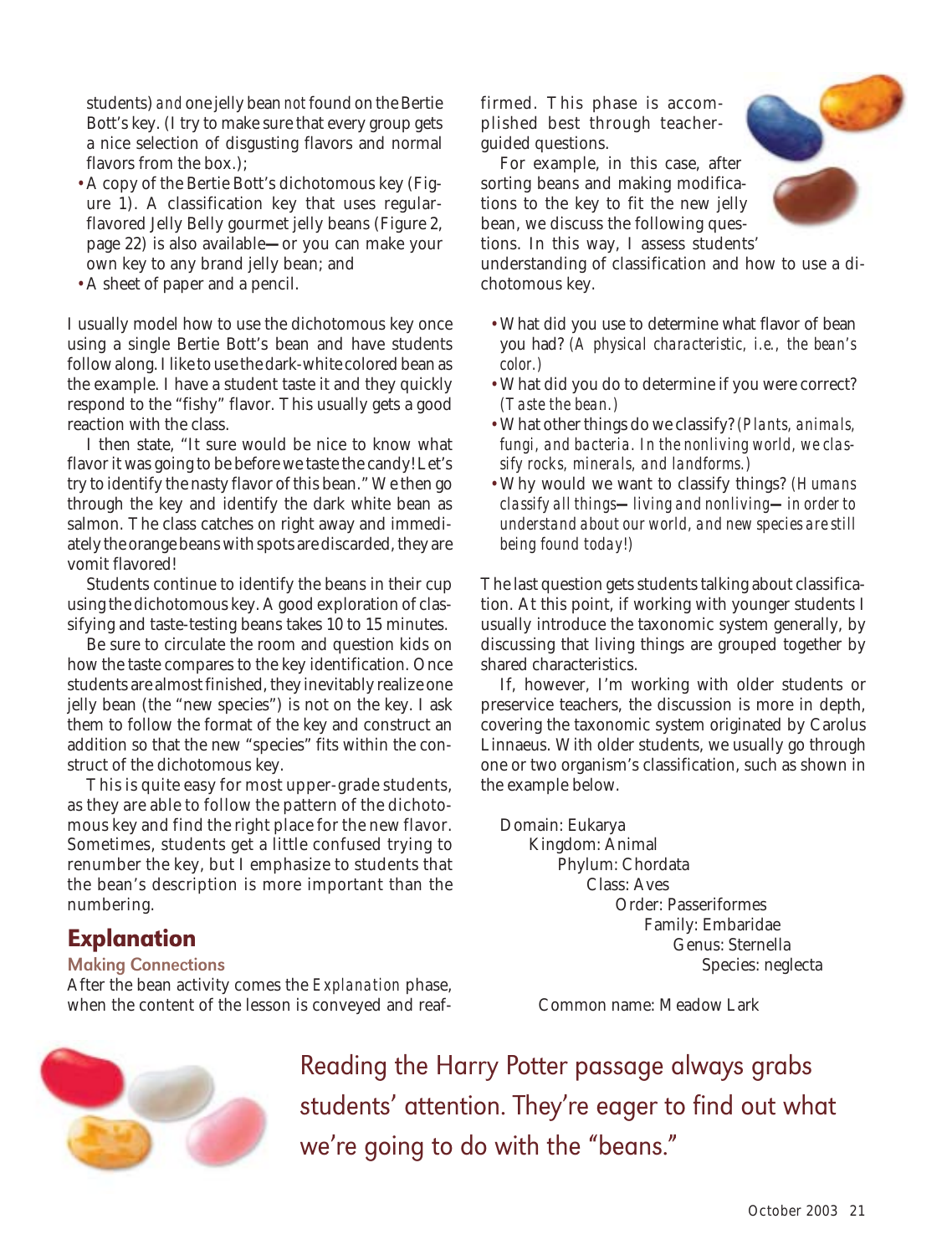students) *and* one jelly bean *not* found on the Bertie Bott's key. (I try to make sure that every group gets a nice selection of disgusting flavors and normal flavors from the box.);

- A copy of the Bertie Bott's dichotomous key (Figure 1). A classification key that uses regular-flavored Jelly Belly gourmet jelly beans (Figure 2, page 22) is also available—or you can make your own key to any brand jelly bean; and
- A sheet of paper and a pencil.

I usually model how to use the dichotomous key once using a single Bertie Bott's bean and have students follow along. I like to use the dark-white colored bean as the example. I have a student taste it and they quickly respond to the "fishy" flavor. This usually gets a good reaction with the class.

I then state, "It sure would be nice to know what flavor it was going to be before we taste the candy! Let's try to identify the nasty flavor of this bean." We then go through the key and identify the dark white bean as salmon. The class catches on right away and immediately the orange beans with spots are discarded, they are vomit flavored!

Students continue to identify the beans in their cup using the dichotomous key. A good exploration of classifying and taste-testing beans takes 10 to 15 minutes.

Be sure to circulate the room and question kids on how the taste compares to the key identification. Once students are almost finished, they inevitably realize one jelly bean (the "new species") is not on the key. I ask them to follow the format of the key and construct an addition so that the new "species" fits within the construct of the dichotomous key.

This is quite easy for most upper-grade students, as they are able to follow the pattern of the dichotomous key and find the right place for the new flavor. Sometimes, students get a little confused trying to renumber the key, but I emphasize to students that the bean's description is more important than the numbering.

## Explanation

### Making Connections

After the bean activity comes the *Explanation* phase, when the content of the lesson is conveyed and reaffirmed. This phase is accomplished best through teacher-guided questions.

For example, in this case, after sorting beans and making modifications to the key to fit the new jelly bean, we discuss the following questions. In this way, I assess students' understanding of classification and how to use a dichotomous key.

- What did you use to determine what flavor of bean you had? *(A physical characteristic, i.e., the bean's color.)*
- What did you do to determine if you were correct? *(Taste the bean.)*
- What other things do we classify? *(Plants, animals, fungi, and bacteria. In the nonliving world, we classify rocks, minerals, and landforms.)*
- Why would we want to classify things? *(Humans classify all things—living and nonliving—in order to understand about our world, and new species are still being found today!)*

The last question gets students talking about classification. At this point, if working with younger students I usually introduce the taxonomic system generally, by discussing that living things are grouped together by shared characteristics.

If, however, I'm working with older students or preservice teachers, the discussion is more in depth, covering the taxonomic system originated by Carolus Linnaeus. With older students, we usually go through one or two organism's classification, such as shown in the example below.

Domain: Eukarya
- Kingdom: Animal
  - Phylum: Chordata
    - Class: Aves
      - Order: Passeriformes
        - Family: Embaridae
          - Genus: Sternella
            - Species: neglecta

Common name: Meadow Lark

Reading the Harry Potter passage always grabs students' attention. They're eager to find out what we're going to do with the "beans."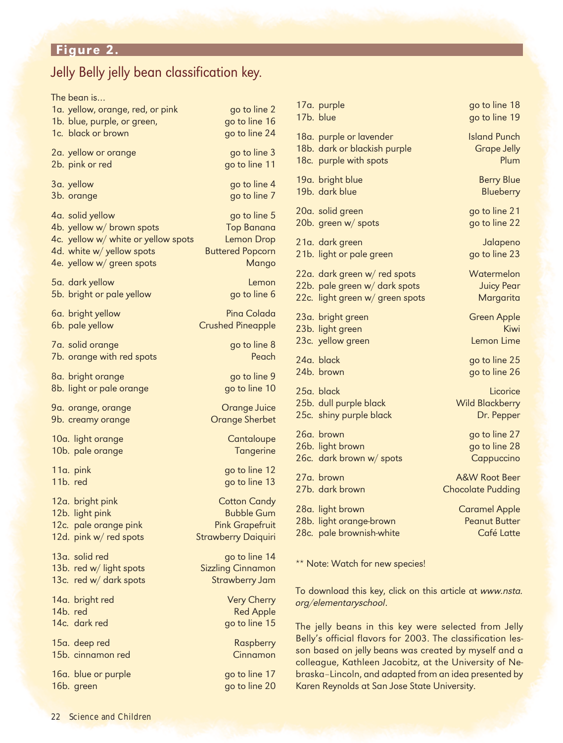## Figure 2.

### Jelly Belly jelly bean classification key.

The bean is...

| | | |
|---|---|---|
| 1a. | yellow, orange, red, or pink | go to line 2 |
| 1b. | blue, purple, or green, | go to line 16 |
| 1c. | black or brown | go to line 24 |
| 2a. | yellow or orange | go to line 3 |
| 2b. | pink or red | go to line 11 |
| 3a. | yellow | go to line 4 |
| 3b. | orange | go to line 7 |
| 4a. | solid yellow | go to line 5 |
| 4b. | yellow w/ brown spots | Top Banana |
| 4c. | yellow w/ white or yellow spots | Lemon Drop |
| 4d. | white w/ yellow spots | Buttered Popcorn |
| 4e. | yellow w/ green spots | Mango |
| 5a. | dark yellow | Lemon |
| 5b. | bright or pale yellow | go to line 6 |
| 6a. | bright yellow | Pina Colada |
| 6b. | pale yellow | Crushed Pineapple |
| 7a. | solid orange | go to line 8 |
| 7b. | orange with red spots | Peach |
| 8a. | bright orange | go to line 9 |
| 8b. | light or pale orange | go to line 10 |
| 9a. | orange, orange | Orange Juice |
| 9b. | creamy orange | Orange Sherbet |
| 10a. | light orange | Cantaloupe |
| 10b. | pale orange | Tangerine |
| 11a. | pink | go to line 12 |
| 11b. | red | go to line 13 |
| 12a. | bright pink | Cotton Candy |
| 12b. | light pink | Bubble Gum |
| 12c. | pale orange pink | Pink Grapefruit |
| 12d. | pink w/ red spots | Strawberry Daiquiri |
| 13a. | solid red | go to line 14 |
| 13b. | red w/ light spots | Sizzling Cinnamon |
| 13c. | red w/ dark spots | Strawberry Jam |
| 14a. | bright red | Very Cherry |
| 14b. | red | Red Apple |
| 14c. | dark red | go to line 15 |
| 15a. | deep red | Raspberry |
| 15b. | cinnamon red | Cinnamon |
| 16a. | blue or purple | go to line 17 |
| 16b. | green | go to line 20 |
| 17a. | purple | go to line 18 |
| 17b. | blue | go to line 19 |
| 18a. | purple or lavender | Island Punch |
| 18b. | dark or blackish purple | Grape Jelly |
| 18c. | purple with spots | Plum |
| 19a. | bright blue | Berry Blue |
| 19b. | dark blue | Blueberry |
| 20a. | solid green | go to line 21 |
| 20b. | green w/ spots | go to line 22 |
| 21a. | dark green | Jalapeno |
| 21b. | light or pale green | go to line 23 |
| 22a. | dark green w/ red spots | Watermelon |
| 22b. | pale green w/ dark spots | Juicy Pear |
| 22c. | light green w/ green spots | Margarita |
| 23a. | bright green | Green Apple |
| 23b. | light green | Kiwi |
| 23c. | yellow green | Lemon Lime |
| 24a. | black | go to line 25 |
| 24b. | brown | go to line 26 |
| 25a. | black | Licorice |
| 25b. | dull purple black | Wild Blackberry |
| 25c. | shiny purple black | Dr. Pepper |
| 26a. | brown | go to line 27 |
| 26b. | light brown | go to line 28 |
| 26c. | dark brown w/ spots | Cappuccino |
| 27a. | brown | A&W Root Beer |
| 27b. | dark brown | Chocolate Pudding |
| 28a. | light brown | Caramel Apple |
| 28b. | light orange-brown | Peanut Butter |
| 28c. | pale brownish-white | Café Latte |

** Note: Watch for new species!

To download this key, click on this article at *www.nsta.org/elementaryschool*.

The jelly beans in this key were selected from Jelly Belly's official flavors for 2003. The classification lesson based on jelly beans was created by myself and a colleague, Kathleen Jacobitz, at the University of Nebraska–Lincoln, and adapted from an idea presented by Karen Reynolds at San Jose State University.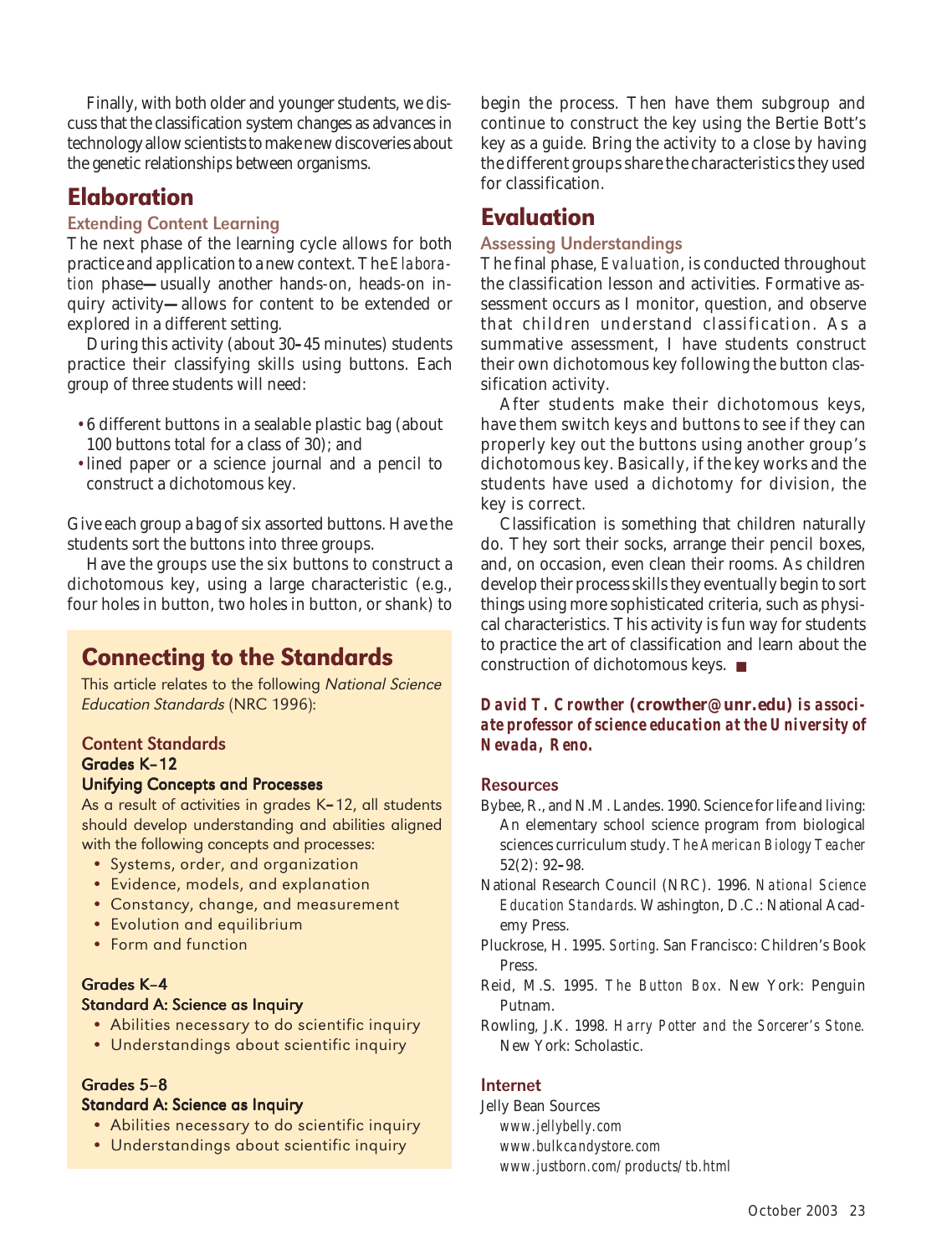Finally, with both older and younger students, we discuss that the classification system changes as advances in technology allow scientists to make new discoveries about the genetic relationships between organisms.

## Elaboration

### Extending Content Learning

The next phase of the learning cycle allows for both practice and application to a new context. The *Elaboration* phase—usually another hands-on, heads-on inquiry activity—allows for content to be extended or explored in a different setting.

During this activity (about 30–45 minutes) students practice their classifying skills using buttons. Each group of three students will need:

- 6 different buttons in a sealable plastic bag (about 100 buttons total for a class of 30); and
- lined paper or a science journal and a pencil to construct a dichotomous key.

Give each group a bag of six assorted buttons. Have the students sort the buttons into three groups.

Have the groups use the six buttons to construct a dichotomous key, using a large characteristic (e.g., four holes in button, two holes in button, or shank) to begin the process. Then have them subgroup and continue to construct the key using the Bertie Bott's key as a guide. Bring the activity to a close by having the different groups share the characteristics they used for classification.

## Evaluation

### Assessing Understandings

The final phase, *Evaluation*, is conducted throughout the classification lesson and activities. Formative assessment occurs as I monitor, question, and observe that children understand classification. As a summative assessment, I have students construct their own dichotomous key following the button classification activity.

After students make their dichotomous keys, have them switch keys and buttons to see if they can properly key out the buttons using another group's dichotomous key. Basically, if the key works and the students have used a dichotomy for division, the key is correct.

Classification is something that children naturally do. They sort their socks, arrange their pencil boxes, and, on occasion, even clean their rooms. As children develop their process skills they eventually begin to sort things using more sophisticated criteria, such as physical characteristics. This activity is fun way for students to practice the art of classification and learn about the construction of dichotomous keys. ■

***David T. Crowther* (crowther@unr.edu) *is associate professor of science education at the University of Nevada, Reno.***

## Connecting to the Standards

This article relates to the following *National Science Education Standards* (NRC 1996):

### Content Standards

**Grades K–12**

**Unifying Concepts and Processes**

As a result of activities in grades K–12, all students should develop understanding and abilities aligned with the following concepts and processes:

- Systems, order, and organization
- Evidence, models, and explanation
- Constancy, change, and measurement
- Evolution and equilibrium
- Form and function

**Grades K–4**

**Standard A: Science as Inquiry**

- Abilities necessary to do scientific inquiry
- Understandings about scientific inquiry

**Grades 5–8**

**Standard A: Science as Inquiry**

- Abilities necessary to do scientific inquiry
- Understandings about scientific inquiry

### Resources

Bybee, R., and N.M. Landes. 1990. Science for life and living: An elementary school science program from biological sciences curriculum study. *The American Biology Teacher* 52(2): 92–98.

National Research Council (NRC). 1996. *National Science Education Standards*. Washington, D.C.: National Academy Press.

Pluckrose, H. 1995. *Sorting*. San Francisco: Children's Book Press.

Reid, M.S. 1995. *The Button Box*. New York: Penguin Putnam.

Rowling, J.K. 1998. *Harry Potter and the Sorcerer's Stone*. New York: Scholastic.

### Internet

Jelly Bean Sources

*www.jellybelly.com*

*www.bulkcandystore.com*

*www.justborn.com/products/tb.html*